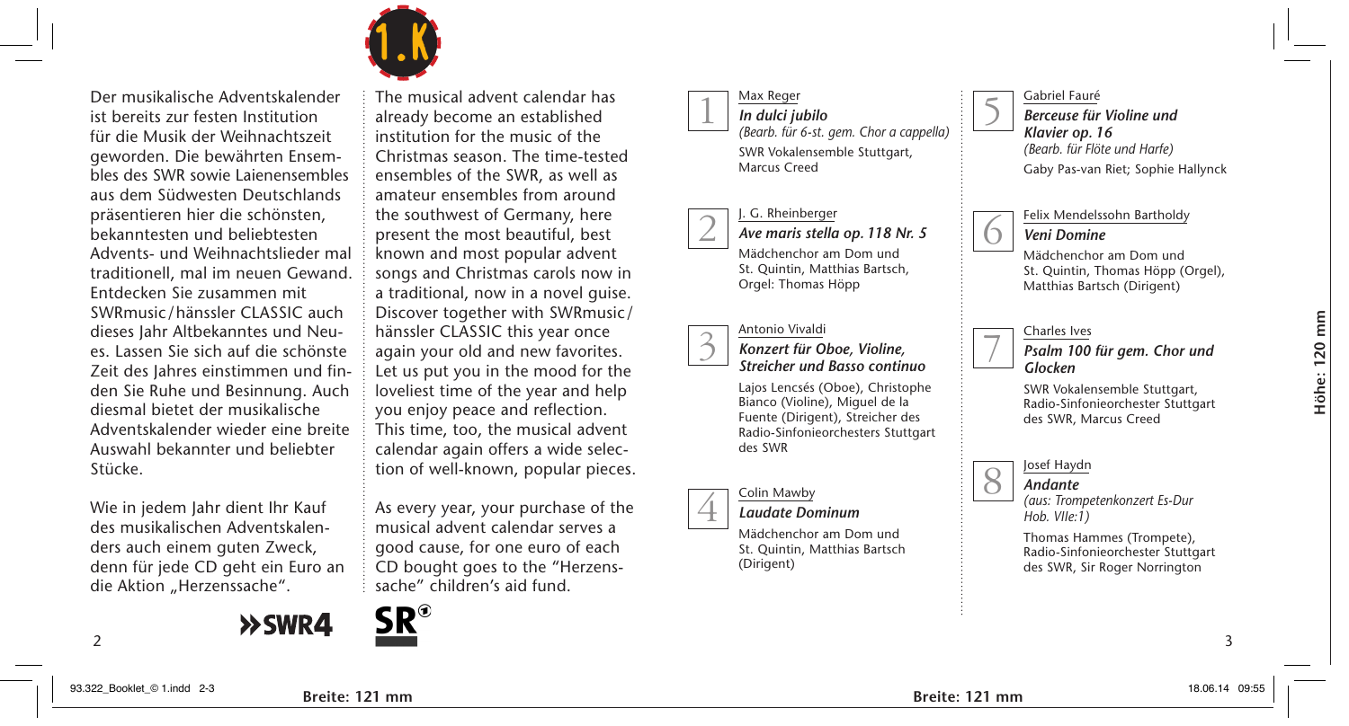Der musikalische Adventskalender ist bereits zur festen Institution für die Musik der Weihnachtszeit geworden. Die bewährten Ensembles des SWR sowie Laienensembles aus dem Südwesten Deutschlands präsentieren hier die schönsten, bekanntesten und beliebtesten Advents- und Weihnachtslieder mal traditionell, mal im neuen Gewand. Entdecken Sie zusammen mit SWRmusic/hänssler CLASSIC auch dieses Jahr Altbekanntes und Neues. Lassen Sie sich auf die schönste Zeit des Jahres einstimmen und finden Sie Ruhe und Besinnung. Auch diesmal bietet der musikalische Adventskalender wieder eine breite Auswahl bekannter und beliebter Stücke.

Wie in jedem Jahr dient Ihr Kauf des musikalischen Adventskalenders auch einem guten Zweck, denn für jede CD geht ein Euro an die Aktion „Herzenssache".

The musical advent calendar has already become an established institution for the music of the Christmas season. The time-tested ensembles of the SWR, as well as amateur ensembles from around the southwest of Germany, here present the most beautiful, best known and most popular advent songs and Christmas carols now in a traditional, now in a novel guise. Discover together with SWRmusic/hänssler CLASSIC this year once again your old and new favorites. Let us put you in the mood for the loveliest time of the year and help you enjoy peace and reflection. This time, too, the musical advent calendar again offers a wide selection of well-known, popular pieces.

As every year, your purchase of the musical advent calendar serves a good cause, for one euro of each CD bought goes to the "Herzenssache" children's aid fund.

**1** Max Reger
***In dulci jubilo***
*(Bearb. für 6-st. gem. Chor a cappella)*
SWR Vokalensemble Stuttgart, Marcus Creed

**2** J. G. Rheinberger
***Ave maris stella op. 118 Nr. 5***
Mädchenchor am Dom und St. Quintin, Matthias Bartsch, Orgel: Thomas Höpp

**3** Antonio Vivaldi
***Konzert für Oboe, Violine, Streicher und Basso continuo***
Lajos Lencsés (Oboe), Christophe Bianco (Violine), Miguel de la Fuente (Dirigent), Streicher des Radio-Sinfonieorchesters Stuttgart des SWR

**4** Colin Mawby
***Laudate Dominum***
Mädchenchor am Dom und St. Quintin, Matthias Bartsch (Dirigent)

**5** Gabriel Fauré
***Berceuse für Violine und Klavier op. 16***
*(Bearb. für Flöte und Harfe)*
Gaby Pas-van Riet; Sophie Hallynck

**6** Felix Mendelssohn Bartholdy
***Veni Domine***
Mädchenchor am Dom und St. Quintin, Thomas Höpp (Orgel), Matthias Bartsch (Dirigent)

**7** Charles Ives
***Psalm 100 für gem. Chor und Glocken***
SWR Vokalensemble Stuttgart, Radio-Sinfonieorchester Stuttgart des SWR, Marcus Creed

**8** Josef Haydn
***Andante***
*(aus: Trompetenkonzert Es-Dur Hob. VIIe:1)*
Thomas Hammes (Trompete), Radio-Sinfonieorchester Stuttgart des SWR, Sir Roger Norrington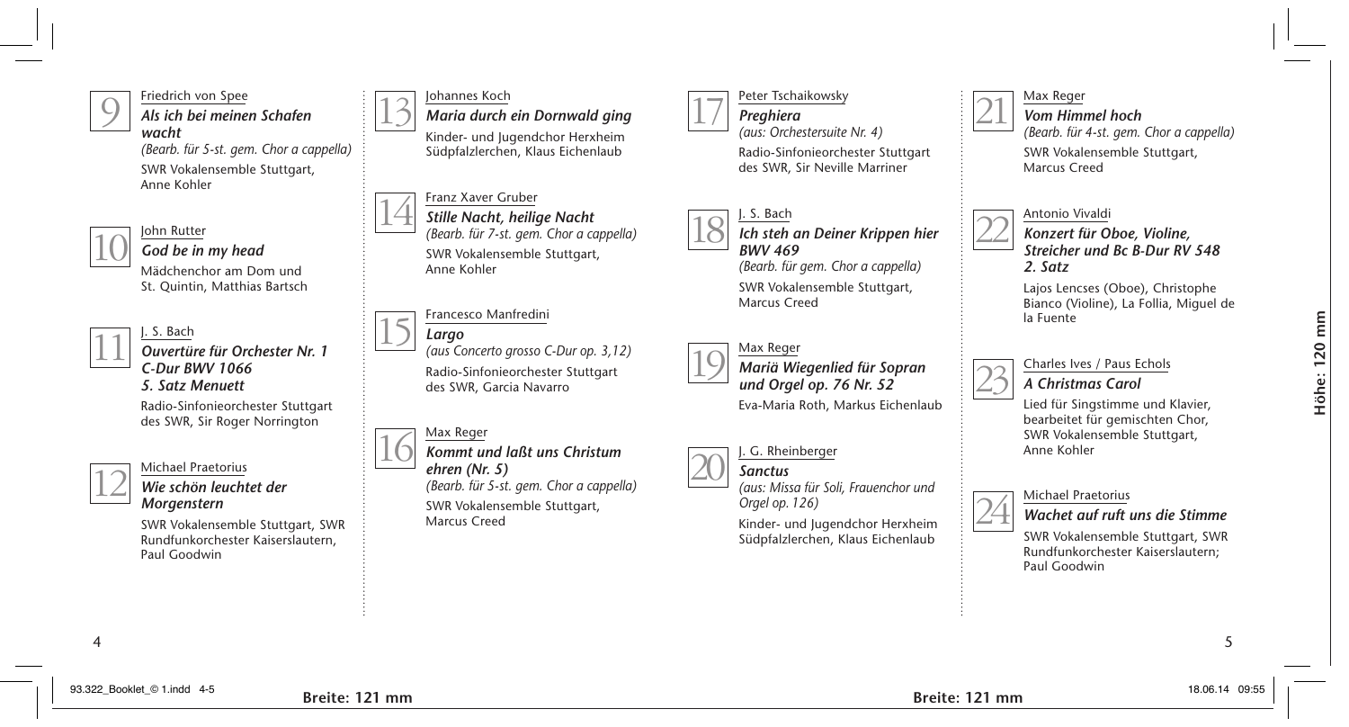**9** Friedrich von Spee
***Als ich bei meinen Schafen wacht***
*(Bearb. für 5-st. gem. Chor a cappella)*
SWR Vokalensemble Stuttgart, Anne Kohler

**10** John Rutter
***God be in my head***
Mädchenchor am Dom und St. Quintin, Matthias Bartsch

**11** J. S. Bach
***Ouvertüre für Orchester Nr. 1 C-Dur BWV 1066***
***5. Satz Menuett***
Radio-Sinfonieorchester Stuttgart des SWR, Sir Roger Norrington

**12** Michael Praetorius
***Wie schön leuchtet der Morgenstern***
SWR Vokalensemble Stuttgart, SWR Rundfunkorchester Kaiserslautern, Paul Goodwin

**13** Johannes Koch
***Maria durch ein Dornwald ging***
Kinder- und Jugendchor Herxheim Südpfalzlerchen, Klaus Eichenlaub

**14** Franz Xaver Gruber
***Stille Nacht, heilige Nacht***
*(Bearb. für 7-st. gem. Chor a cappella)*
SWR Vokalensemble Stuttgart, Anne Kohler

**15** Francesco Manfredini
***Largo***
*(aus Concerto grosso C-Dur op. 3,12)*
Radio-Sinfonieorchester Stuttgart des SWR, Garcia Navarro

**16** Max Reger
***Kommt und laßt uns Christum ehren (Nr. 5)***
*(Bearb. für 5-st. gem. Chor a cappella)*
SWR Vokalensemble Stuttgart, Marcus Creed

**17** Peter Tschaikowsky
***Preghiera***
*(aus: Orchestersuite Nr. 4)*
Radio-Sinfonieorchester Stuttgart des SWR, Sir Neville Marriner

**18** J. S. Bach
***Ich steh an Deiner Krippen hier BWV 469***
*(Bearb. für gem. Chor a cappella)*
SWR Vokalensemble Stuttgart, Marcus Creed

**19** Max Reger
***Mariä Wiegenlied für Sopran und Orgel op. 76 Nr. 52***
Eva-Maria Roth, Markus Eichenlaub

**20** J. G. Rheinberger
***Sanctus***
*(aus: Missa für Soli, Frauenchor und Orgel op. 126)*
Kinder- und Jugendchor Herxheim Südpfalzlerchen, Klaus Eichenlaub

**21** Max Reger
***Vom Himmel hoch***
*(Bearb. für 4-st. gem. Chor a cappella)*
SWR Vokalensemble Stuttgart, Marcus Creed

**22** Antonio Vivaldi
***Konzert für Oboe, Violine, Streicher und Bc B-Dur RV 548***
***2. Satz***
Lajos Lencses (Oboe), Christophe Bianco (Violine), La Follia, Miguel de la Fuente

**23** Charles Ives / Paus Echols
***A Christmas Carol***
Lied für Singstimme und Klavier, bearbeitet für gemischten Chor, SWR Vokalensemble Stuttgart, Anne Kohler

**24** Michael Praetorius
***Wachet auf ruft uns die Stimme***
SWR Vokalensemble Stuttgart, SWR Rundfunkorchester Kaiserslautern; Paul Goodwin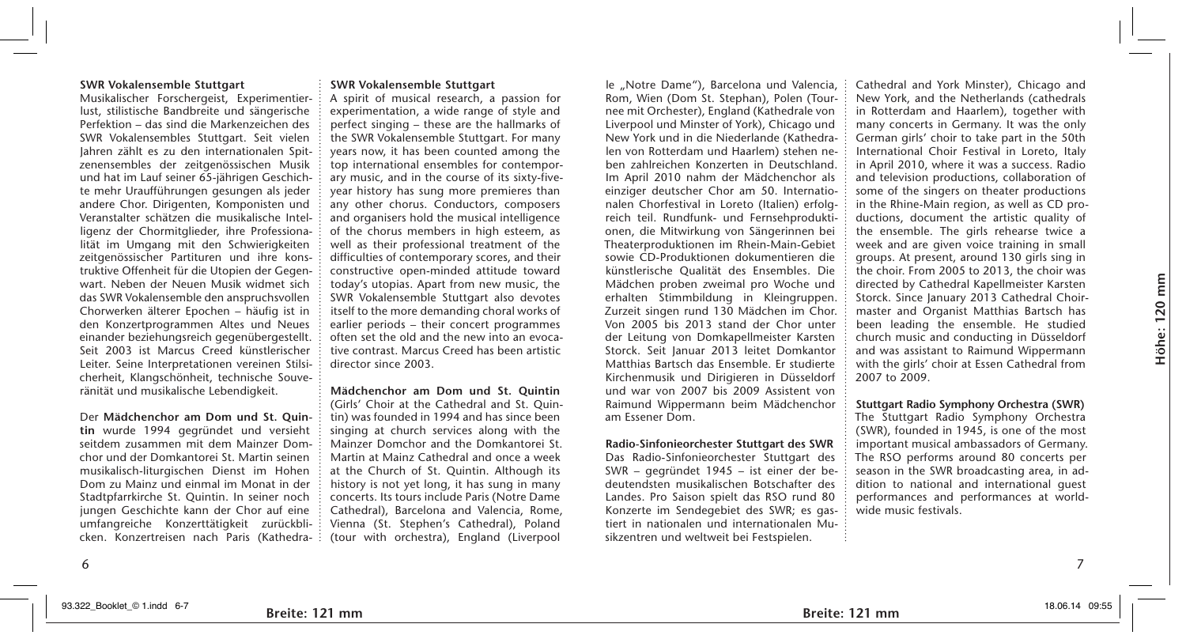## SWR Vokalensemble Stuttgart

Musikalischer Forschergeist, Experimentierlust, stilistische Bandbreite und sängerische Perfektion – das sind die Markenzeichen des SWR Vokalensembles Stuttgart. Seit vielen Jahren zählt es zu den internationalen Spitzenensembles der zeitgenössischen Musik und hat im Lauf seiner 65-jährigen Geschichte mehr Uraufführungen gesungen als jeder andere Chor. Dirigenten, Komponisten und Veranstalter schätzen die musikalische Intelligenz der Chormitglieder, ihre Professionalität im Umgang mit den Schwierigkeiten zeitgenössischer Partituren und ihre konstruktive Offenheit für die Utopien der Gegenwart. Neben der Neuen Musik widmet sich das SWR Vokalensemble den anspruchsvollen Chorwerken älterer Epochen – häufig ist in den Konzertprogrammen Altes und Neues einander beziehungsreich gegenübergestellt. Seit 2003 ist Marcus Creed künstlerischer Leiter. Seine Interpretationen vereinen Stilsicherheit, Klangschönheit, technische Souveränität und musikalische Lebendigkeit.

Der **Mädchenchor am Dom und St. Quintin** wurde 1994 gegründet und versieht seitdem zusammen mit dem Mainzer Domchor und der Domkantorei St. Martin seinen musikalisch-liturgischen Dienst im Hohen Dom zu Mainz und einmal im Monat in der Stadtpfarrkirche St. Quintin. In seiner noch jungen Geschichte kann der Chor auf eine umfangreiche Konzerttätigkeit zurückblicken. Konzertreisen nach Paris (Kathedrale „Notre Dame"), Barcelona und Valencia, Rom, Wien (Dom St. Stephan), Polen (Tournee mit Orchester), England (Kathedrale von Liverpool und Minster of York), Chicago und New York und in die Niederlande (Kathedralen von Rotterdam und Haarlem) stehen neben zahlreichen Konzerten in Deutschland. Im April 2010 nahm der Mädchenchor als einziger deutscher Chor am 50. Internationalen Chorfestival in Loreto (Italien) erfolgreich teil. Rundfunk- und Fernsehproduktionen, die Mitwirkung von Sängerinnen bei Theaterproduktionen im Rhein-Main-Gebiet sowie CD-Produktionen dokumentieren die künstlerische Qualität des Ensembles. Die Mädchen proben zweimal pro Woche und erhalten Stimmbildung in Kleingruppen. Zurzeit singen rund 130 Mädchen im Chor. Von 2005 bis 2013 stand der Chor unter der Leitung von Domkapellmeister Karsten Storck. Seit Januar 2013 leitet Domkantor Matthias Bartsch das Ensemble. Er studierte Kirchenmusik und Dirigieren in Düsseldorf und war von 2007 bis 2009 Assistent von Raimund Wippermann beim Mädchenchor am Essener Dom.

## Radio-Sinfonieorchester Stuttgart des SWR

Das Radio-Sinfonieorchester Stuttgart des SWR – gegründet 1945 – ist einer der bedeutendsten musikalischen Botschafter des Landes. Pro Saison spielt das RSO rund 80 Konzerte im Sendegebiet des SWR; es gastiert in nationalen und internationalen Musikzentren und weltweit bei Festspielen.

## SWR Vokalensemble Stuttgart

A spirit of musical research, a passion for experimentation, a wide range of style and perfect singing – these are the hallmarks of the SWR Vokalensemble Stuttgart. For many years now, it has been counted among the top international ensembles for contemporary music, and in the course of its sixty-five-year history has sung more premieres than any other chorus. Conductors, composers and organisers hold the musical intelligence of the chorus members in high esteem, as well as their professional treatment of the difficulties of contemporary scores, and their constructive open-minded attitude toward today's utopias. Apart from new music, the SWR Vokalensemble Stuttgart also devotes itself to the more demanding choral works of earlier periods – their concert programmes often set the old and the new into an evocative contrast. Marcus Creed has been artistic director since 2003.

**Mädchenchor am Dom und St. Quintin** (Girls' Choir at the Cathedral and St. Quintin) was founded in 1994 and has since been singing at church services along with the Mainzer Domchor and the Domkantorei St. Martin at Mainz Cathedral and once a week at the Church of St. Quintin. Although its history is not yet long, it has sung in many concerts. Its tours include Paris (Notre Dame Cathedral), Barcelona and Valencia, Rome, Vienna (St. Stephen's Cathedral), Poland (tour with orchestra), England (Liverpool Cathedral and York Minster), Chicago and New York, and the Netherlands (cathedrals in Rotterdam and Haarlem), together with many concerts in Germany. It was the only German girls' choir to take part in the 50th International Choir Festival in Loreto, Italy in April 2010, where it was a success. Radio and television productions, collaboration of some of the singers on theater productions in the Rhine-Main region, as well as CD productions, document the artistic quality of the ensemble. The girls rehearse twice a week and are given voice training in small groups. At present, around 130 girls sing in the choir. From 2005 to 2013, the choir was directed by Cathedral Kapellmeister Karsten Storck. Since January 2013 Cathedral Choirmaster and Organist Matthias Bartsch has been leading the ensemble. He studied church music and conducting in Düsseldorf and was assistant to Raimund Wippermann with the girls' choir at Essen Cathedral from 2007 to 2009.

## Stuttgart Radio Symphony Orchestra (SWR)

The Stuttgart Radio Symphony Orchestra (SWR), founded in 1945, is one of the most important musical ambassadors of Germany. The RSO performs around 80 concerts per season in the SWR broadcasting area, in addition to national and international guest performances and performances at worldwide music festivals.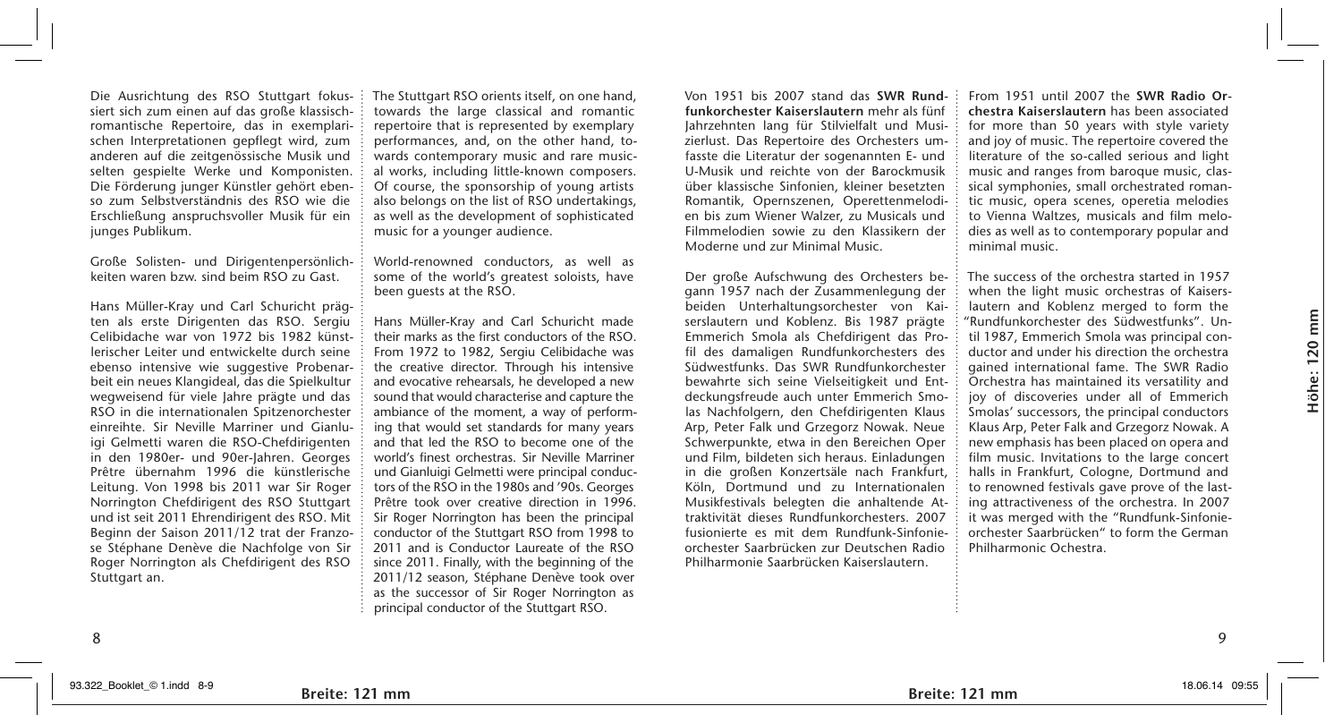Die Ausrichtung des RSO Stuttgart fokussiert sich zum einen auf das große klassisch-romantische Repertoire, das in exemplarischen Interpretationen gepflegt wird, zum anderen auf die zeitgenössische Musik und selten gespielte Werke und Komponisten. Die Förderung junger Künstler gehört ebenso zum Selbstverständnis des RSO wie die Erschließung anspruchsvoller Musik für ein junges Publikum.

Große Solisten- und Dirigentenpersönlichkeiten waren bzw. sind beim RSO zu Gast.

Hans Müller-Kray und Carl Schuricht prägten als erste Dirigenten das RSO. Sergiu Celibidache war von 1972 bis 1982 künstlerischer Leiter und entwickelte durch seine ebenso intensive wie suggestive Probenarbeit ein neues Klangideal, das die Spielkultur wegweisend für viele Jahre prägte und das RSO in die internationalen Spitzenorchester einreihte. Sir Neville Marriner und Gianluigi Gelmetti waren die RSO-Chefdirigenten in den 1980er- und 90er-Jahren. Georges Prêtre übernahm 1996 die künstlerische Leitung. Von 1998 bis 2011 war Sir Roger Norrington Chefdirigent des RSO Stuttgart und ist seit 2011 Ehrendirigent des RSO. Mit Beginn der Saison 2011/12 trat der Franzose Stéphane Denève die Nachfolge von Sir Roger Norrington als Chefdirigent des RSO Stuttgart an.

The Stuttgart RSO orients itself, on one hand, towards the large classical and romantic repertoire that is represented by exemplary performances, and, on the other hand, towards contemporary music and rare musical works, including little-known composers. Of course, the sponsorship of young artists also belongs on the list of RSO undertakings, as well as the development of sophisticated music for a younger audience.

World-renowned conductors, as well as some of the world's greatest soloists, have been guests at the RSO.

Hans Müller-Kray and Carl Schuricht made their marks as the first conductors of the RSO. From 1972 to 1982, Sergiu Celibidache was the creative director. Through his intensive and evocative rehearsals, he developed a new sound that would characterise and capture the ambiance of the moment, a way of performing that would set standards for many years and that led the RSO to become one of the world's finest orchestras. Sir Neville Marriner und Gianluigi Gelmetti were principal conductors of the RSO in the 1980s and '90s. Georges Prêtre took over creative direction in 1996. Sir Roger Norrington has been the principal conductor of the Stuttgart RSO from 1998 to 2011 and is Conductor Laureate of the RSO since 2011. Finally, with the beginning of the 2011/12 season, Stéphane Denève took over as the successor of Sir Roger Norrington as principal conductor of the Stuttgart RSO.

Von 1951 bis 2007 stand das **SWR Rundfunkorchester Kaiserslautern** mehr als fünf Jahrzehnten lang für Stilvielfalt und Musizierlust. Das Repertoire des Orchesters umfasste die Literatur der sogenannten E- und U-Musik und reichte von der Barockmusik über klassische Sinfonien, kleiner besetzten Romantik, Opernszenen, Operettenmelodien bis zum Wiener Walzer, zu Musicals und Filmmelodien sowie zu den Klassikern der Moderne und zur Minimal Music.

Der große Aufschwung des Orchesters begann 1957 nach der Zusammenlegung der beiden Unterhaltungsorchester von Kaiserslautern und Koblenz. Bis 1987 prägte Emmerich Smola als Chefdirigent das Profil des damaligen Rundfunkorchesters des Südwestfunks. Das SWR Rundfunkorchester bewahrte sich seine Vielseitigkeit und Entdeckungsfreude auch unter Emmerich Smolas Nachfolgern, den Chefdirigenten Klaus Arp, Peter Falk und Grzegorz Nowak. Neue Schwerpunkte, etwa in den Bereichen Oper und Film, bildeten sich heraus. Einladungen in die großen Konzertsäle nach Frankfurt, Köln, Dortmund und zu Internationalen Musikfestivals belegten die anhaltende Attraktivität dieses Rundfunkorchesters. 2007 fusionierte es mit dem Rundfunk-Sinfonieorchester Saarbrücken zur Deutschen Radio Philharmonie Saarbrücken Kaiserslautern.

From 1951 until 2007 the **SWR Radio Orchestra Kaiserslautern** has been associated for more than 50 years with style variety and joy of music. The repertoire covered the literature of the so-called serious and light music and ranges from baroque music, classical symphonies, small orchestrated romantic music, opera scenes, operetia melodies to Vienna Waltzes, musicals and film melodies as well as to contemporary popular and minimal music.

The success of the orchestra started in 1957 when the light music orchestras of Kaiserslautern and Koblenz merged to form the "Rundfunkorchester des Südwestfunks". Until 1987, Emmerich Smola was principal conductor and under his direction the orchestra gained international fame. The SWR Radio Orchestra has maintained its versatility and joy of discoveries under all of Emmerich Smolas' successors, the principal conductors Klaus Arp, Peter Falk and Grzegorz Nowak. A new emphasis has been placed on opera and film music. Invitations to the large concert halls in Frankfurt, Cologne, Dortmund and to renowned festivals gave prove of the lasting attractiveness of the orchestra. In 2007 it was merged with the "Rundfunk-Sinfonieorchester Saarbrücken" to form the German Philharmonic Ochestra.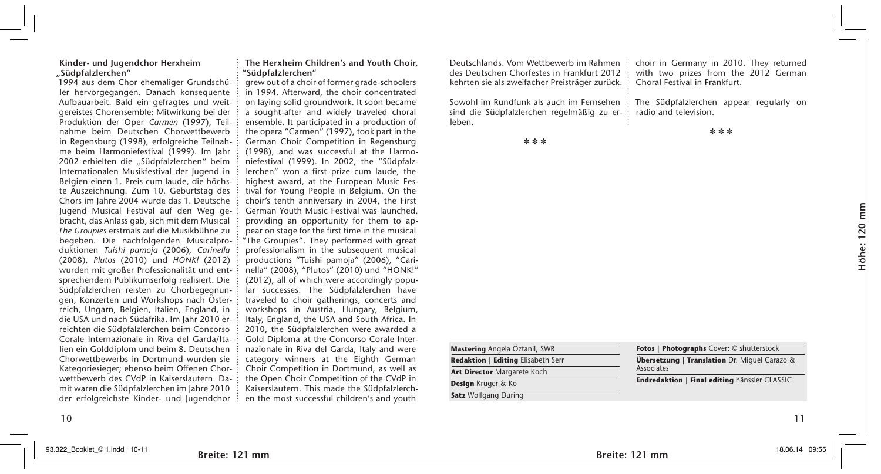**Kinder- und Jugendchor Herxheim „Südpfalzlerchen"**

1994 aus dem Chor ehemaliger Grundschüler hervorgegangen. Danach konsequente Aufbauarbeit. Bald ein gefragtes und weitgereistes Chorensemble: Mitwirkung bei der Produktion der Oper *Carmen* (1997), Teilnahme beim Deutschen Chorwettbewerb in Regensburg (1998), erfolgreiche Teilnahme beim Harmoniefestival (1999). Im Jahr 2002 erhielten die „Südpfalzlerchen" beim Internationalen Musikfestival der Jugend in Belgien einen 1. Preis cum laude, die höchste Auszeichnung. Zum 10. Geburtstag des Chors im Jahre 2004 wurde das 1. Deutsche Jugend Musical Festival auf den Weg gebracht, das Anlass gab, sich mit dem Musical *The Groupies* erstmals auf die Musikbühne zu begeben. Die nachfolgenden Musicalproduktionen *Tuishi pamoja* (2006), *Carinella* (2008), *Plutos* (2010) und *HONK!* (2012) wurden mit großer Professionalität und entsprechendem Publikumserfolg realisiert. Die Südpfalzlerchen reisten zu Chorbegegnungen, Konzerten und Workshops nach Österreich, Ungarn, Belgien, Italien, England, in die USA und nach Südafrika. Im Jahr 2010 erreichten die Südpfalzlerchen beim Concorso Corale Internazionale in Riva del Garda/Italien ein Golddiplom und beim 8. Deutschen Chorwettbewerbs in Dortmund wurden sie Kategoriesieger; ebenso beim Offenen Chorwettbewerb des CVdP in Kaiserslautern. Damit waren die Südpfalzlerchen im Jahre 2010 der erfolgreichste Kinder- und Jugendchor Deutschlands. Vom Wettbewerb im Rahmen des Deutschen Chorfestes in Frankfurt 2012 kehrten sie als zweifacher Preisträger zurück.

Sowohl im Rundfunk als auch im Fernsehen sind die Südpfalzlerchen regelmäßig zu erleben.

***

**The Herxheim Children's and Youth Choir, "Südpfalzlerchen"**

grew out of a choir of former grade-schoolers in 1994. Afterward, the choir concentrated on laying solid groundwork. It soon became a sought-after and widely traveled choral ensemble. It participated in a production of the opera "Carmen" (1997), took part in the German Choir Competition in Regensburg (1998), and was successful at the Harmoniefestival (1999). In 2002, the "Südpfalzlerchen" won a first prize cum laude, the highest award, at the European Music Festival for Young People in Belgium. On the choir's tenth anniversary in 2004, the First German Youth Music Festival was launched, providing an opportunity for them to appear on stage for the first time in the musical "The Groupies". They performed with great professionalism in the subsequent musical productions "Tuishi pamoja" (2006), "Carinella" (2008), "Plutos" (2010) und "HONK!" (2012), all of which were accordingly popular successes. The Südpfalzlerchen have traveled to choir gatherings, concerts and workshops in Austria, Hungary, Belgium, Italy, England, the USA and South Africa. In 2010, the Südpfalzlerchen were awarded a Gold Diploma at the Concorso Corale Internazionale in Riva del Garda, Italy and were category winners at the Eighth German Choir Competition in Dortmund, as well as the Open Choir Competition of the CVdP in Kaiserslautern. This made the Südpfalzlerchen the most successful children's and youth choir in Germany in 2010. They returned with two prizes from the 2012 German Choral Festival in Frankfurt.

The Südpfalzlerchen appear regularly on radio and television.

***

**Mastering** Angela Öztanil, SWR

**Redaktion | Editing** Elisabeth Serr

**Art Director** Margarete Koch

**Design** Krüger & Ko

**Satz** Wolfgang During

**Fotos | Photographs** Cover: © shutterstock

**Übersetzung | Translation** Dr. Miguel Carazo & Associates

**Endredaktion | Final editing** hänssler CLASSIC